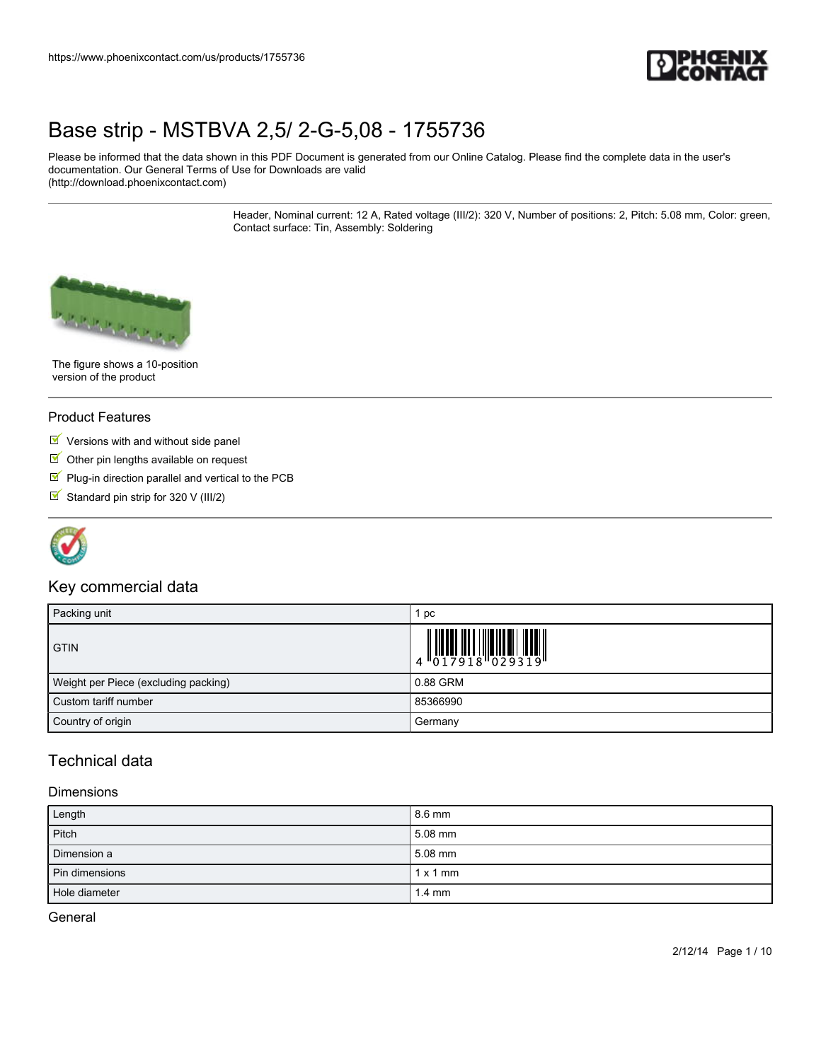# Base strip - MSTBVA 2,5/ 2-G-5,08 - 1755736

Please be informed that the data shown in this PDF Document is generated from our Online Catalog. Please find the complete data in the user's documentation. Our General Terms of Use for Downloads are valid (http://download.phoenixcontact.com)

Header, Nominal current: 12 A, Rated voltage (III/2): 320 V, Number of positions: 2, Pitch: 5.08 mm, Color: green, Contact surface: Tin, Assembly: Soldering

The figure shows a 10-position version of the product

## Product Features

- Versions with and without side panel
- Other pin lengths available on request
- Plug-in direction parallel and vertical to the PCB
- Standard pin strip for 320 V (III/2)

## Key commercial data

| Packing unit | 1 pc |
|---|---|
| GTIN | 4 017918 029319 |
| Weight per Piece (excluding packing) | 0.88 GRM |
| Custom tariff number | 85366990 |
| Country of origin | Germany |

## Technical data

### Dimensions

| Length | 8.6 mm |
|---|---|
| Pitch | 5.08 mm |
| Dimension a | 5.08 mm |
| Pin dimensions | 1 x 1 mm |
| Hole diameter | 1.4 mm |

### General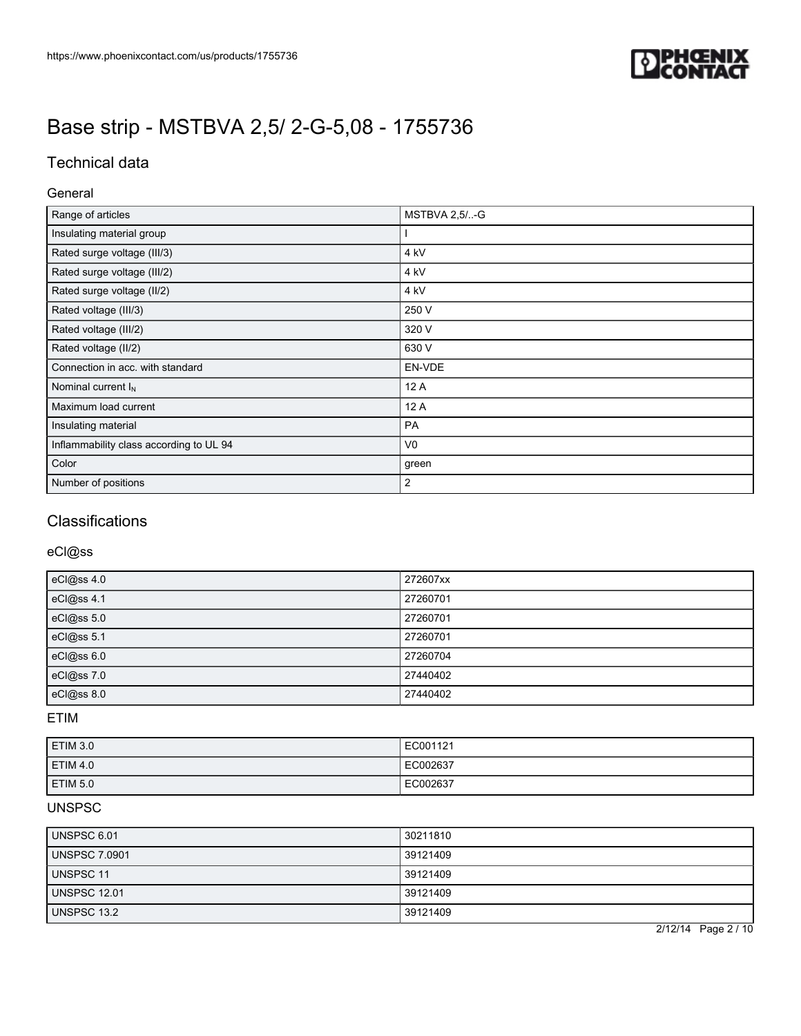# Base strip - MSTBVA 2,5/ 2-G-5,08 - 1755736

## Technical data

### General

| | |
|---|---|
| Range of articles | MSTBVA 2,5/..-G |
| Insulating material group | I |
| Rated surge voltage (III/3) | 4 kV |
| Rated surge voltage (III/2) | 4 kV |
| Rated surge voltage (II/2) | 4 kV |
| Rated voltage (III/3) | 250 V |
| Rated voltage (III/2) | 320 V |
| Rated voltage (II/2) | 630 V |
| Connection in acc. with standard | EN-VDE |
| Nominal current $I_N$ | 12 A |
| Maximum load current | 12 A |
| Insulating material | PA |
| Inflammability class according to UL 94 | V0 |
| Color | green |
| Number of positions | 2 |

## Classifications

### eCl@ss

| | |
|---|---|
| eCl@ss 4.0 | 272607xx |
| eCl@ss 4.1 | 27260701 |
| eCl@ss 5.0 | 27260701 |
| eCl@ss 5.1 | 27260701 |
| eCl@ss 6.0 | 27260704 |
| eCl@ss 7.0 | 27440402 |
| eCl@ss 8.0 | 27440402 |

### ETIM

| | |
|---|---|
| ETIM 3.0 | EC001121 |
| ETIM 4.0 | EC002637 |
| ETIM 5.0 | EC002637 |

### UNSPSC

| | |
|---|---|
| UNSPSC 6.01 | 30211810 |
| UNSPSC 7.0901 | 39121409 |
| UNSPSC 11 | 39121409 |
| UNSPSC 12.01 | 39121409 |
| UNSPSC 13.2 | 39121409 |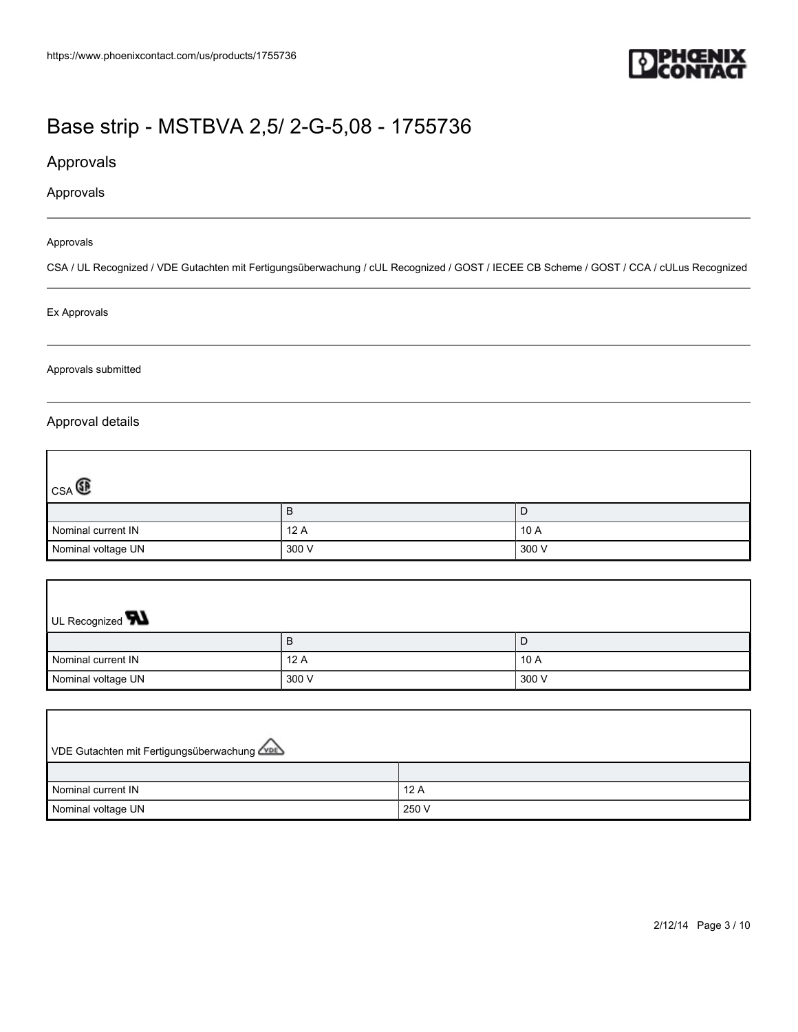# Base strip - MSTBVA 2,5/ 2-G-5,08 - 1755736

## Approvals

### Approvals

Approvals

CSA / UL Recognized / VDE Gutachten mit Fertigungsüberwachung / cUL Recognized / GOST / IECEE CB Scheme / GOST / CCA / cULus Recognized

Ex Approvals

Approvals submitted

### Approval details

CSA

| | B | D |
|---|---|---|
| Nominal current IN | 12 A | 10 A |
| Nominal voltage UN | 300 V | 300 V |

UL Recognized

| | B | D |
|---|---|---|
| Nominal current IN | 12 A | 10 A |
| Nominal voltage UN | 300 V | 300 V |

VDE Gutachten mit Fertigungsüberwachung

| | |
|---|---|
| Nominal current IN | 12 A |
| Nominal voltage UN | 250 V |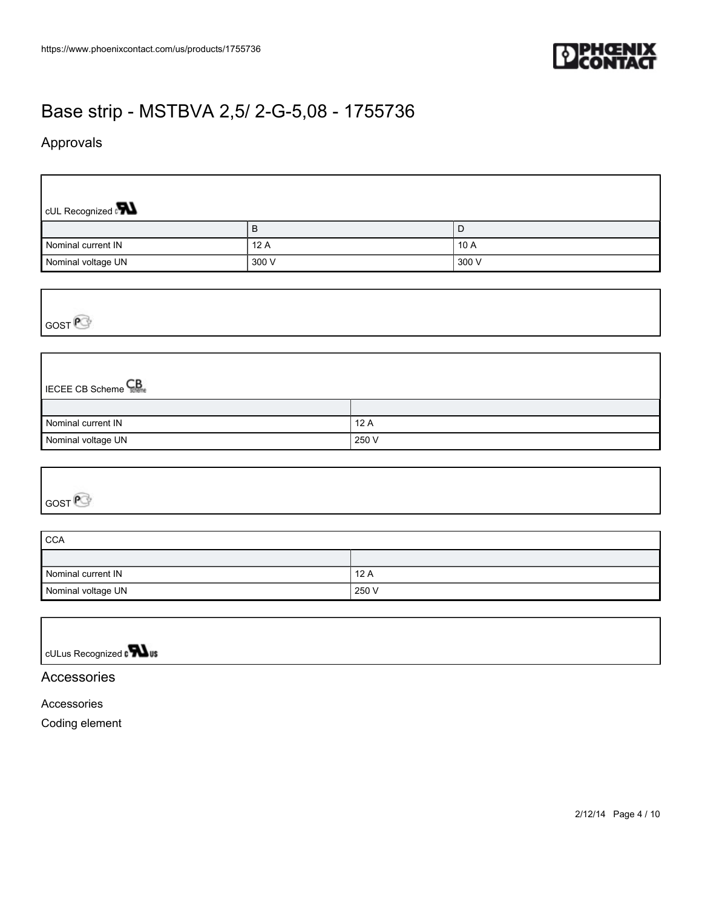# Base strip - MSTBVA 2,5/ 2-G-5,08 - 1755736

## Approvals

cUL Recognized

| | B | D |
|---|---|---|
| Nominal current IN | 12 A | 10 A |
| Nominal voltage UN | 300 V | 300 V |

GOST

IECEE CB Scheme

| | |
|---|---|
| Nominal current IN | 12 A |
| Nominal voltage UN | 250 V |

GOST

CCA

| | |
|---|---|
| Nominal current IN | 12 A |
| Nominal voltage UN | 250 V |

cULus Recognized

## Accessories

Accessories

Coding element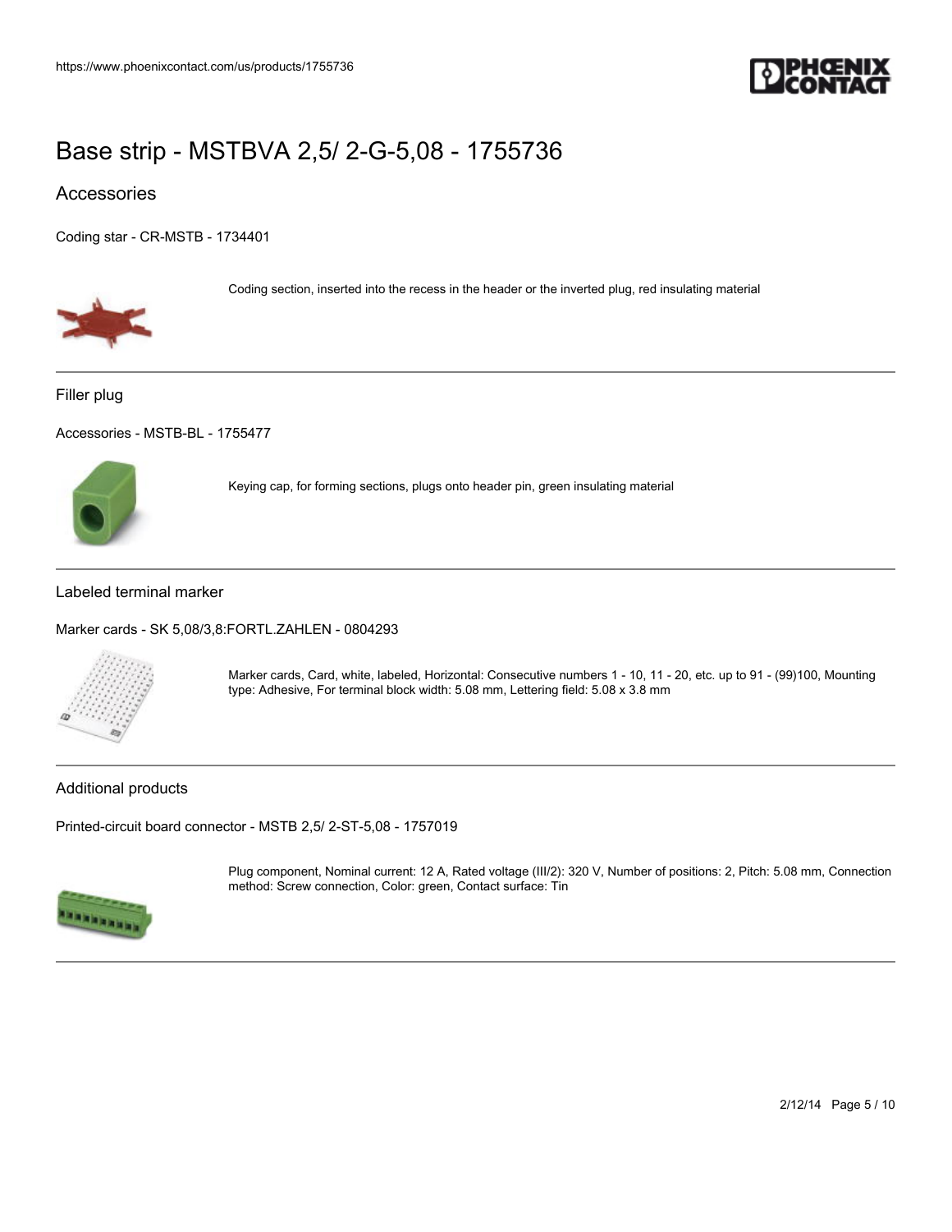# Base strip - MSTBVA 2,5/ 2-G-5,08 - 1755736

## Accessories

Coding star - CR-MSTB - 1734401

Coding section, inserted into the recess in the header or the inverted plug, red insulating material

---

### Filler plug

Accessories - MSTB-BL - 1755477

Keying cap, for forming sections, plugs onto header pin, green insulating material

---

### Labeled terminal marker

Marker cards - SK 5,08/3,8:FORTL.ZAHLEN - 0804293

Marker cards, Card, white, labeled, Horizontal: Consecutive numbers 1 - 10, 11 - 20, etc. up to 91 - (99)100, Mounting type: Adhesive, For terminal block width: 5.08 mm, Lettering field: 5.08 x 3.8 mm

---

### Additional products

Printed-circuit board connector - MSTB 2,5/ 2-ST-5,08 - 1757019

Plug component, Nominal current: 12 A, Rated voltage (III/2): 320 V, Number of positions: 2, Pitch: 5.08 mm, Connection method: Screw connection, Color: green, Contact surface: Tin

---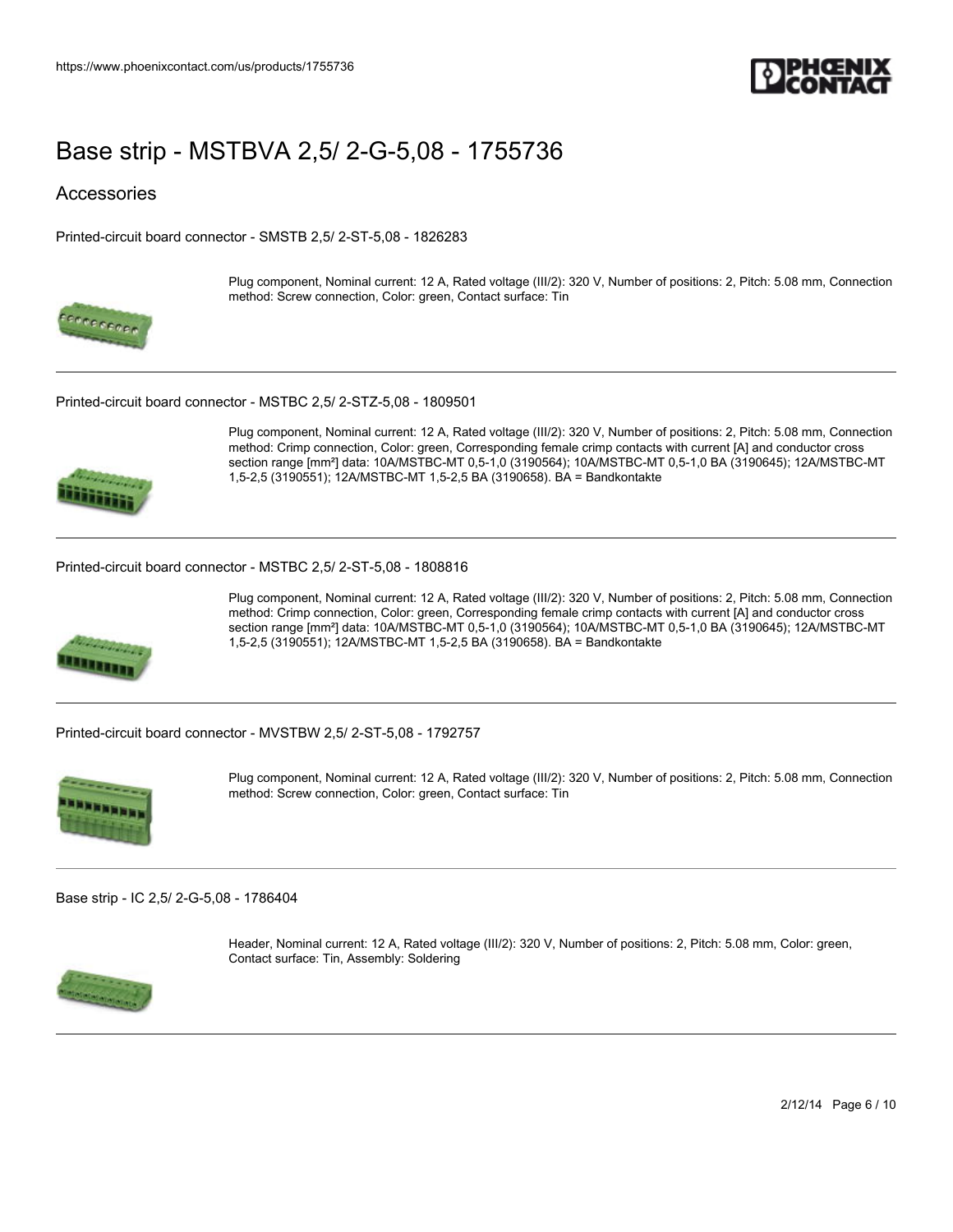# Base strip - MSTBVA 2,5/ 2-G-5,08 - 1755736

## Accessories

Printed-circuit board connector - SMSTB 2,5/ 2-ST-5,08 - 1826283

Plug component, Nominal current: 12 A, Rated voltage (III/2): 320 V, Number of positions: 2, Pitch: 5.08 mm, Connection method: Screw connection, Color: green, Contact surface: Tin

---

Printed-circuit board connector - MSTBC 2,5/ 2-STZ-5,08 - 1809501

Plug component, Nominal current: 12 A, Rated voltage (III/2): 320 V, Number of positions: 2, Pitch: 5.08 mm, Connection method: Crimp connection, Color: green, Corresponding female crimp contacts with current [A] and conductor cross section range [mm²] data: 10A/MSTBC-MT 0,5-1,0 (3190564); 10A/MSTBC-MT 0,5-1,0 BA (3190645); 12A/MSTBC-MT 1,5-2,5 (3190551); 12A/MSTBC-MT 1,5-2,5 BA (3190658). BA = Bandkontakte

---

Printed-circuit board connector - MSTBC 2,5/ 2-ST-5,08 - 1808816

Plug component, Nominal current: 12 A, Rated voltage (III/2): 320 V, Number of positions: 2, Pitch: 5.08 mm, Connection method: Crimp connection, Color: green, Corresponding female crimp contacts with current [A] and conductor cross section range [mm²] data: 10A/MSTBC-MT 0,5-1,0 (3190564); 10A/MSTBC-MT 0,5-1,0 BA (3190645); 12A/MSTBC-MT 1,5-2,5 (3190551); 12A/MSTBC-MT 1,5-2,5 BA (3190658). BA = Bandkontakte

---

Printed-circuit board connector - MVSTBW 2,5/ 2-ST-5,08 - 1792757

Plug component, Nominal current: 12 A, Rated voltage (III/2): 320 V, Number of positions: 2, Pitch: 5.08 mm, Connection method: Screw connection, Color: green, Contact surface: Tin

---

Base strip - IC 2,5/ 2-G-5,08 - 1786404

Header, Nominal current: 12 A, Rated voltage (III/2): 320 V, Number of positions: 2, Pitch: 5.08 mm, Color: green, Contact surface: Tin, Assembly: Soldering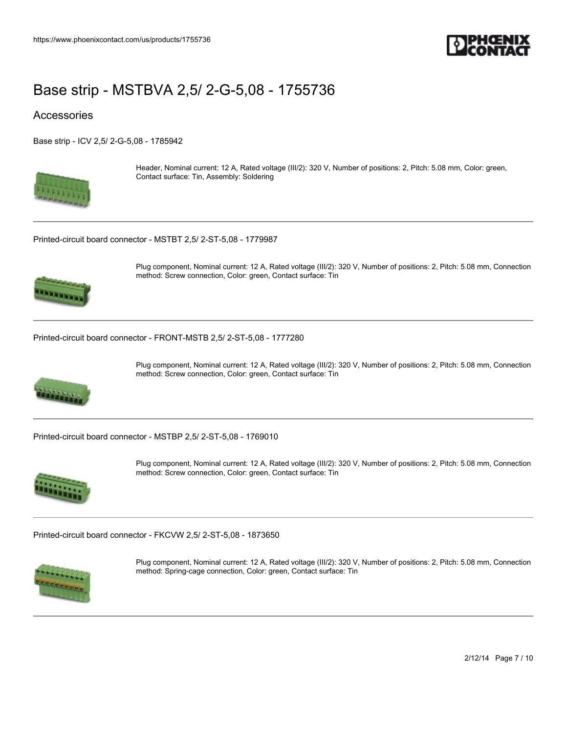# Base strip - MSTBVA 2,5/ 2-G-5,08 - 1755736

## Accessories

Base strip - ICV 2,5/ 2-G-5,08 - 1785942

Header, Nominal current: 12 A, Rated voltage (III/2): 320 V, Number of positions: 2, Pitch: 5.08 mm, Color: green, Contact surface: Tin, Assembly: Soldering

---

Printed-circuit board connector - MSTBT 2,5/ 2-ST-5,08 - 1779987

Plug component, Nominal current: 12 A, Rated voltage (III/2): 320 V, Number of positions: 2, Pitch: 5.08 mm, Connection method: Screw connection, Color: green, Contact surface: Tin

---

Printed-circuit board connector - FRONT-MSTB 2,5/ 2-ST-5,08 - 1777280

Plug component, Nominal current: 12 A, Rated voltage (III/2): 320 V, Number of positions: 2, Pitch: 5.08 mm, Connection method: Screw connection, Color: green, Contact surface: Tin

---

Printed-circuit board connector - MSTBP 2,5/ 2-ST-5,08 - 1769010

Plug component, Nominal current: 12 A, Rated voltage (III/2): 320 V, Number of positions: 2, Pitch: 5.08 mm, Connection method: Screw connection, Color: green, Contact surface: Tin

---

Printed-circuit board connector - FKCVW 2,5/ 2-ST-5,08 - 1873650

Plug component, Nominal current: 12 A, Rated voltage (III/2): 320 V, Number of positions: 2, Pitch: 5.08 mm, Connection method: Spring-cage connection, Color: green, Contact surface: Tin

---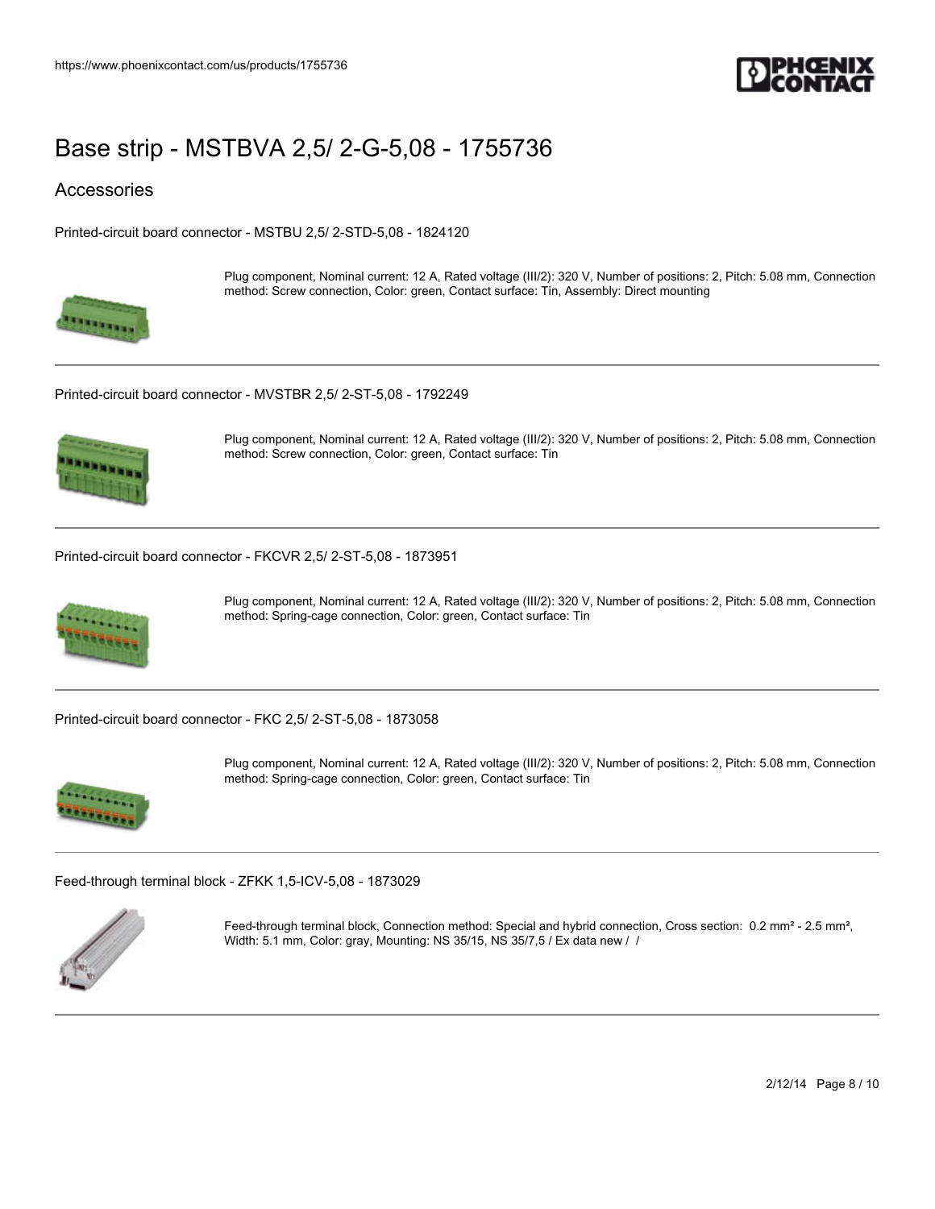# Base strip - MSTBVA 2,5/ 2-G-5,08 - 1755736

## Accessories

Printed-circuit board connector - MSTBU 2,5/ 2-STD-5,08 - 1824120

Plug component, Nominal current: 12 A, Rated voltage (III/2): 320 V, Number of positions: 2, Pitch: 5.08 mm, Connection method: Screw connection, Color: green, Contact surface: Tin, Assembly: Direct mounting

---

Printed-circuit board connector - MVSTBR 2,5/ 2-ST-5,08 - 1792249

Plug component, Nominal current: 12 A, Rated voltage (III/2): 320 V, Number of positions: 2, Pitch: 5.08 mm, Connection method: Screw connection, Color: green, Contact surface: Tin

---

Printed-circuit board connector - FKCVR 2,5/ 2-ST-5,08 - 1873951

Plug component, Nominal current: 12 A, Rated voltage (III/2): 320 V, Number of positions: 2, Pitch: 5.08 mm, Connection method: Spring-cage connection, Color: green, Contact surface: Tin

---

Printed-circuit board connector - FKC 2,5/ 2-ST-5,08 - 1873058

Plug component, Nominal current: 12 A, Rated voltage (III/2): 320 V, Number of positions: 2, Pitch: 5.08 mm, Connection method: Spring-cage connection, Color: green, Contact surface: Tin

---

Feed-through terminal block - ZFKK 1,5-ICV-5,08 - 1873029

Feed-through terminal block, Connection method: Special and hybrid connection, Cross section: 0.2 mm² - 2.5 mm², Width: 5.1 mm, Color: gray, Mounting: NS 35/15, NS 35/7,5 / Ex data new / /

---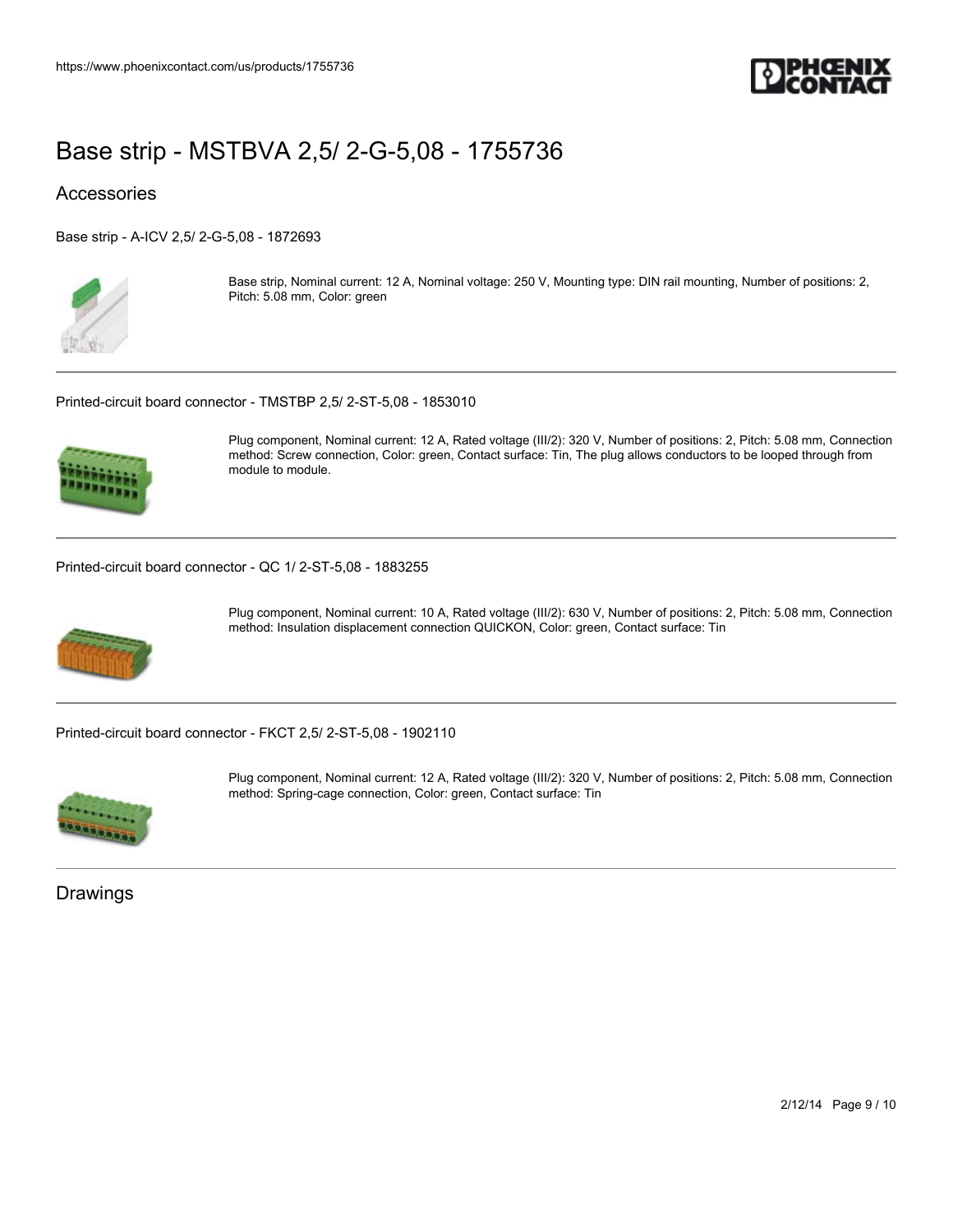# Base strip - MSTBVA 2,5/ 2-G-5,08 - 1755736

## Accessories

Base strip - A-ICV 2,5/ 2-G-5,08 - 1872693

Base strip, Nominal current: 12 A, Nominal voltage: 250 V, Mounting type: DIN rail mounting, Number of positions: 2, Pitch: 5.08 mm, Color: green

---

Printed-circuit board connector - TMSTBP 2,5/ 2-ST-5,08 - 1853010

Plug component, Nominal current: 12 A, Rated voltage (III/2): 320 V, Number of positions: 2, Pitch: 5.08 mm, Connection method: Screw connection, Color: green, Contact surface: Tin, The plug allows conductors to be looped through from module to module.

---

Printed-circuit board connector - QC 1/ 2-ST-5,08 - 1883255

Plug component, Nominal current: 10 A, Rated voltage (III/2): 630 V, Number of positions: 2, Pitch: 5.08 mm, Connection method: Insulation displacement connection QUICKON, Color: green, Contact surface: Tin

---

Printed-circuit board connector - FKCT 2,5/ 2-ST-5,08 - 1902110

Plug component, Nominal current: 12 A, Rated voltage (III/2): 320 V, Number of positions: 2, Pitch: 5.08 mm, Connection method: Spring-cage connection, Color: green, Contact surface: Tin

---

## Drawings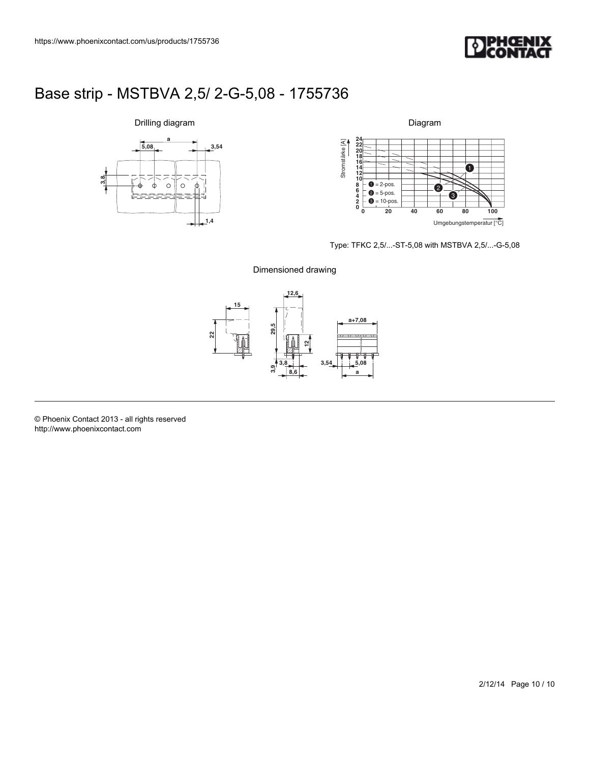# Base strip - MSTBVA 2,5/ 2-G-5,08 - 1755736

Drilling diagram

a
5,08
3,54
3,8
1,4

Diagram

Stromstärke [A]
24
22
20
18
16
14
12
10
8
6
4
2
0
0
20
40
60
80
100
Umgebungstemperatur [°C]

1 = 2-pos.
2 = 5-pos.
3 = 10-pos.

Type: TFKC 2,5/...-ST-5,08 with MSTBVA 2,5/...-G-5,08

Dimensioned drawing

15
22
12,6
29,5
12
3,9
3,8
8,6
a+7,08
3,54
5,08
a

© Phoenix Contact 2013 - all rights reserved
http://www.phoenixcontact.com